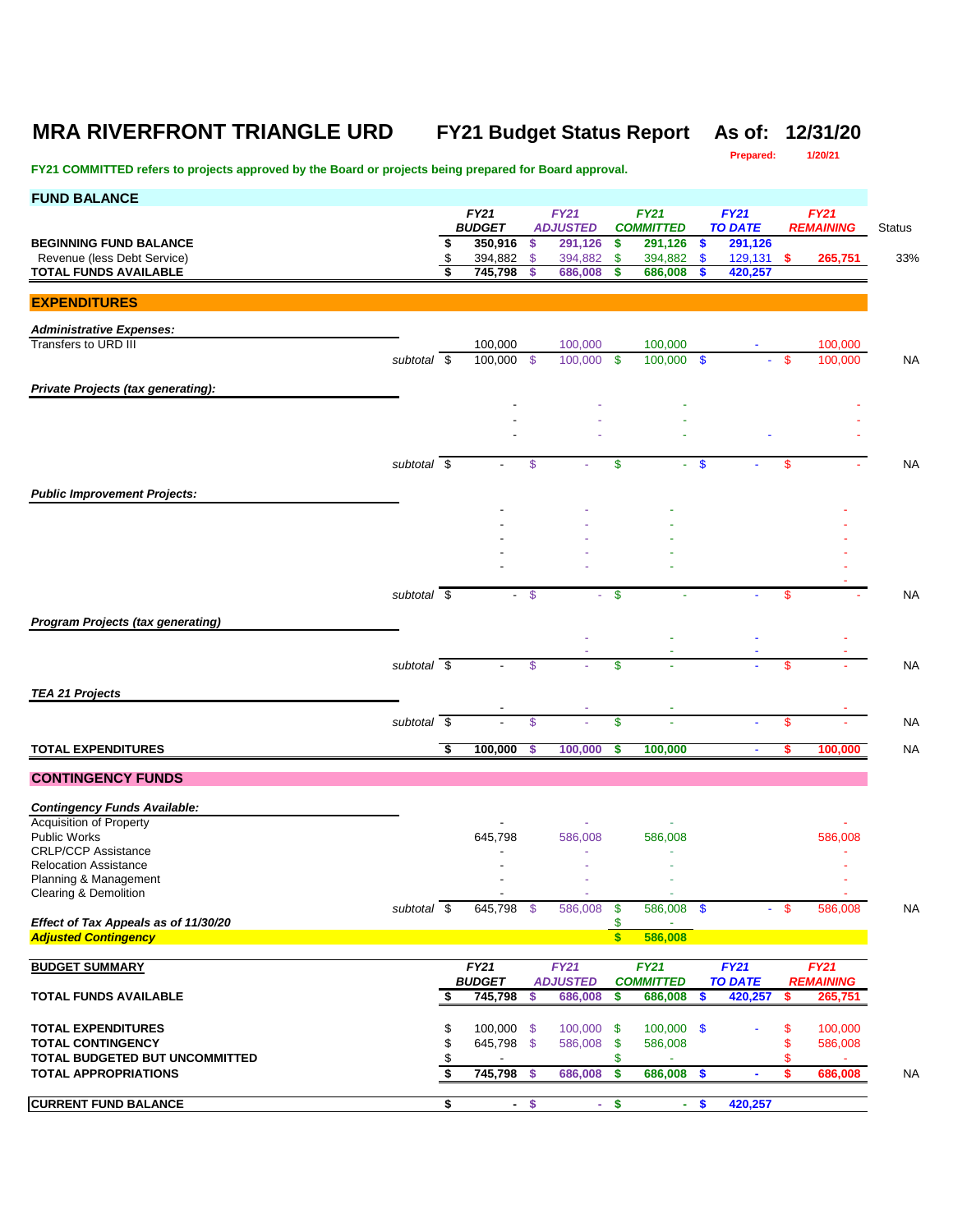# MRA RIVERFRONT TRIANGLE URD

## FY21 Budget Status Report — As of: 12/31/20

Prepared: 1/20/21

**FY21 COMMITTED refers to projects approved by the Board or projects being prepared for Board approval.**

## FUND BALANCE

| | FY21 BUDGET | FY21 ADJUSTED | FY21 COMMITTED | FY21 TO DATE | FY21 REMAINING | Status |
|---|---|---|---|---|---|---|
| **BEGINNING FUND BALANCE** | $ 350,916 | $ 291,126 | $ 291,126 | $ 291,126 | | |
| Revenue (less Debt Service) | $ 394,882 | $ 394,882 | $ 394,882 | $ 129,131 | $ 265,751 | 33% |
| **TOTAL FUNDS AVAILABLE** | $ 745,798 | $ 686,008 | $ 686,008 | $ 420,257 | | |

## EXPENDITURES

| | FY21 BUDGET | FY21 ADJUSTED | FY21 COMMITTED | FY21 TO DATE | FY21 REMAINING | Status |
|---|---|---|---|---|---|---|
| ***Administrative Expenses:*** | | | | | | |
| Transfers to URD III | 100,000 | 100,000 | 100,000 | - | 100,000 | |
| subtotal | $ 100,000 | $ 100,000 | $ 100,000 | $ - | $ 100,000 | NA |
| ***Private Projects (tax generating):*** | | | | | | |
| | - | - | - | | - | |
| | - | - | - | | - | |
| | - | - | - | - | - | |
| subtotal | $ - | $ - | $ - | $ - | $ - | NA |
| ***Public Improvement Projects:*** | | | | | | |
| | - | - | - | | - | |
| | - | - | - | | - | |
| | - | - | - | | - | |
| | - | - | - | | - | |
| | - | - | - | | - | |
| | | | | | - | |
| subtotal | $ - | $ - | $ - | - | $ - | NA |
| ***Program Projects (tax generating)*** | | | | | | |
| | | - | - | - | - | |
| | | - | - | - | - | |
| subtotal | $ - | $ - | $ - | - | $ - | NA |
| ***TEA 21 Projects*** | | | | | | |
| | - | - | - | | - | |
| subtotal | $ - | $ - | $ - | - | $ - | NA |
| **TOTAL EXPENDITURES** | $ 100,000 | $ 100,000 | $ 100,000 | - | $ 100,000 | NA |

## CONTINGENCY FUNDS

| | FY21 BUDGET | FY21 ADJUSTED | FY21 COMMITTED | FY21 TO DATE | FY21 REMAINING | Status |
|---|---|---|---|---|---|---|
| ***Contingency Funds Available:*** | | | | | | |
| Acquisition of Property | - | - | - | | - | |
| Public Works | 645,798 | 586,008 | 586,008 | | 586,008 | |
| CRLP/CCP Assistance | - | - | - | | - | |
| Relocation Assistance | - | - | - | | - | |
| Planning & Management | - | - | - | | - | |
| Clearing & Demolition | - | - | - | | - | |
| subtotal | $ 645,798 | $ 586,008 | $ 586,008 | $ - | $ 586,008 | NA |
| ***Effect of Tax Appeals as of 11/30/20*** | | | $ - | | | |
| ***Adjusted Contingency*** | | | $ 586,008 | | | |

## BUDGET SUMMARY

| | FY21 BUDGET | FY21 ADJUSTED | FY21 COMMITTED | FY21 TO DATE | FY21 REMAINING | Status |
|---|---|---|---|---|---|---|
| **TOTAL FUNDS AVAILABLE** | $ 745,798 | $ 686,008 | $ 686,008 | $ 420,257 | $ 265,751 | |
| **TOTAL EXPENDITURES** | $ 100,000 | $ 100,000 | $ 100,000 | $ - | $ 100,000 | |
| **TOTAL CONTINGENCY** | $ 645,798 | $ 586,008 | $ 586,008 | | $ 586,008 | |
| **TOTAL BUDGETED BUT UNCOMMITTED** | $ - | | $ - | | $ - | |
| **TOTAL APPROPRIATIONS** | $ 745,798 | $ 686,008 | $ 686,008 | $ - | $ 686,008 | NA |
| **CURRENT FUND BALANCE** | $ - | $ - | $ - | $ 420,257 | | |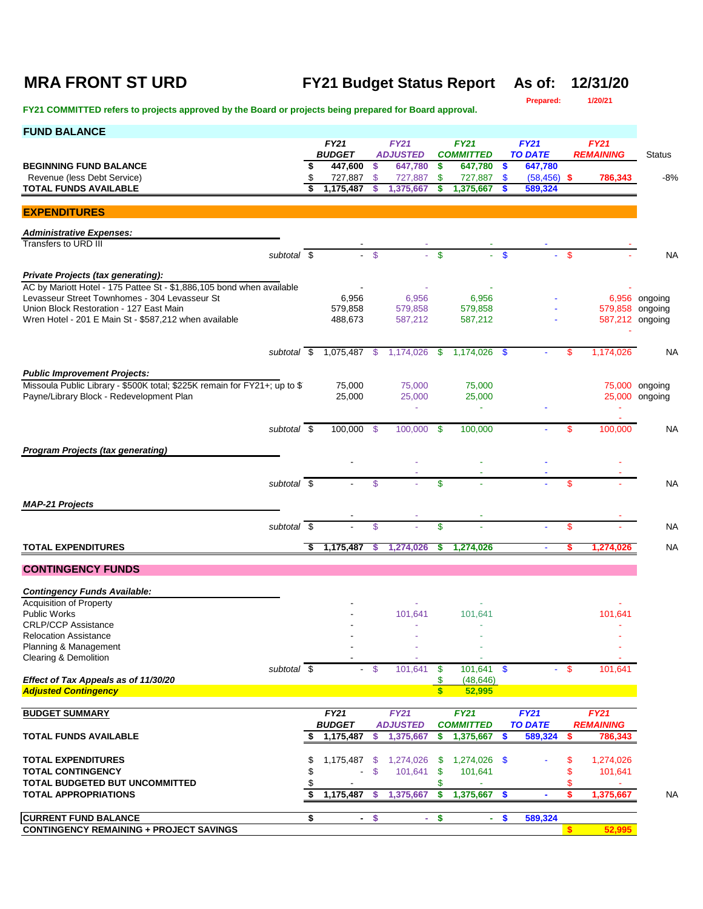# MRA FRONT ST URD

## FY21 Budget Status Report As of: 12/31/20

Prepared: 1/20/21

**FY21 COMMITTED refers to projects approved by the Board or projects being prepared for Board approval.**

## FUND BALANCE

| | FY21 BUDGET | FY21 ADJUSTED | FY21 COMMITTED | FY21 TO DATE | FY21 REMAINING | Status |
|---|---|---|---|---|---|---|
| **BEGINNING FUND BALANCE** | $ 447,600 | $ 647,780 | $ 647,780 | $ 647,780 | | |
| Revenue (less Debt Service) | $ 727,887 | $ 727,887 | $ 727,887 | $ (58,456) | $ 786,343 | -8% |
| **TOTAL FUNDS AVAILABLE** | $ 1,175,487 | $ 1,375,667 | $ 1,375,667 | $ 589,324 | | |

## EXPENDITURES

| | FY21 BUDGET | FY21 ADJUSTED | FY21 COMMITTED | FY21 TO DATE | FY21 REMAINING | Status |
|---|---|---|---|---|---|---|
| ***Administrative Expenses:*** | | | | | | |
| Transfers to URD III | - | - | - | - | - | |
| *subtotal* | $ - | $ - | $ - | $ - | $ - | NA |
| ***Private Projects (tax generating):*** | | | | | | |
| AC by Mariott Hotel - 175 Pattee St - $1,886,105 bond when available | - | - | - | | - | |
| Levasseur Street Townhomes - 304 Levasseur St | 6,956 | 6,956 | 6,956 | - | 6,956 | ongoing |
| Union Block Restoration - 127 East Main | 579,858 | 579,858 | 579,858 | - | 579,858 | ongoing |
| Wren Hotel - 201 E Main St - $587,212 when available | 488,673 | 587,212 | 587,212 | - | 587,212 | ongoing |
| | | | | | - | |
| *subtotal* | $ 1,075,487 | $ 1,174,026 | $ 1,174,026 | $ - | $ 1,174,026 | NA |
| ***Public Improvement Projects:*** | | | | | | |
| Missoula Public Library - $500K total; $225K remain for FY21+; up to $ | 75,000 | 75,000 | 75,000 | | 75,000 | ongoing |
| Payne/Library Block - Redevelopment Plan | 25,000 | 25,000 | 25,000 | | 25,000 | ongoing |
| | | - | - | - | - | |
| | | | | | - | |
| *subtotal* | $ 100,000 | $ 100,000 | $ 100,000 | - | $ 100,000 | NA |
| ***Program Projects (tax generating)*** | | | | | | |
| | - | - | - | - | - | |
| | | - | - | - | - | |
| *subtotal* | $ - | $ - | $ - | - | $ - | NA |
| ***MAP-21 Projects*** | | | | | | |
| | - | - | - | | - | |
| *subtotal* | $ - | $ - | $ - | - | $ - | NA |
| **TOTAL EXPENDITURES** | $ 1,175,487 | $ 1,274,026 | $ 1,274,026 | - | $ 1,274,026 | NA |

## CONTINGENCY FUNDS

| | FY21 BUDGET | FY21 ADJUSTED | FY21 COMMITTED | FY21 TO DATE | FY21 REMAINING |
|---|---|---|---|---|---|
| ***Contingency Funds Available:*** | | | | | |
| Acquisition of Property | - | - | - | | - |
| Public Works | - | 101,641 | 101,641 | | 101,641 |
| CRLP/CCP Assistance | - | - | - | | - |
| Relocation Assistance | - | - | - | | - |
| Planning & Management | - | - | - | | - |
| Clearing & Demolition | - | - | - | | - |
| *subtotal* | $ - | $ 101,641 | $ 101,641 | $ - | $ 101,641 |
| ***Effect of Tax Appeals as of 11/30/20*** | | | $ (48,646) | | |
| ***Adjusted Contingency*** | | | $ 52,995 | | |

## BUDGET SUMMARY

| | FY21 BUDGET | FY21 ADJUSTED | FY21 COMMITTED | FY21 TO DATE | FY21 REMAINING | |
|---|---|---|---|---|---|---|
| **TOTAL FUNDS AVAILABLE** | $ 1,175,487 | $ 1,375,667 | $ 1,375,667 | $ 589,324 | $ 786,343 | |
| **TOTAL EXPENDITURES** | $ 1,175,487 | $ 1,274,026 | $ 1,274,026 | $ - | $ 1,274,026 | |
| **TOTAL CONTINGENCY** | $ - | $ 101,641 | $ 101,641 | | $ 101,641 | |
| **TOTAL BUDGETED BUT UNCOMMITTED** | $ - | | $ - | | $ - | |
| **TOTAL APPROPRIATIONS** | $ 1,175,487 | $ 1,375,667 | $ 1,375,667 | $ - | $ 1,375,667 | NA |
| **CURRENT FUND BALANCE** | $ - | $ - | $ - | $ 589,324 | | |
| **CONTINGENCY REMAINING + PROJECT SAVINGS** | | | | | $ 52,995 | |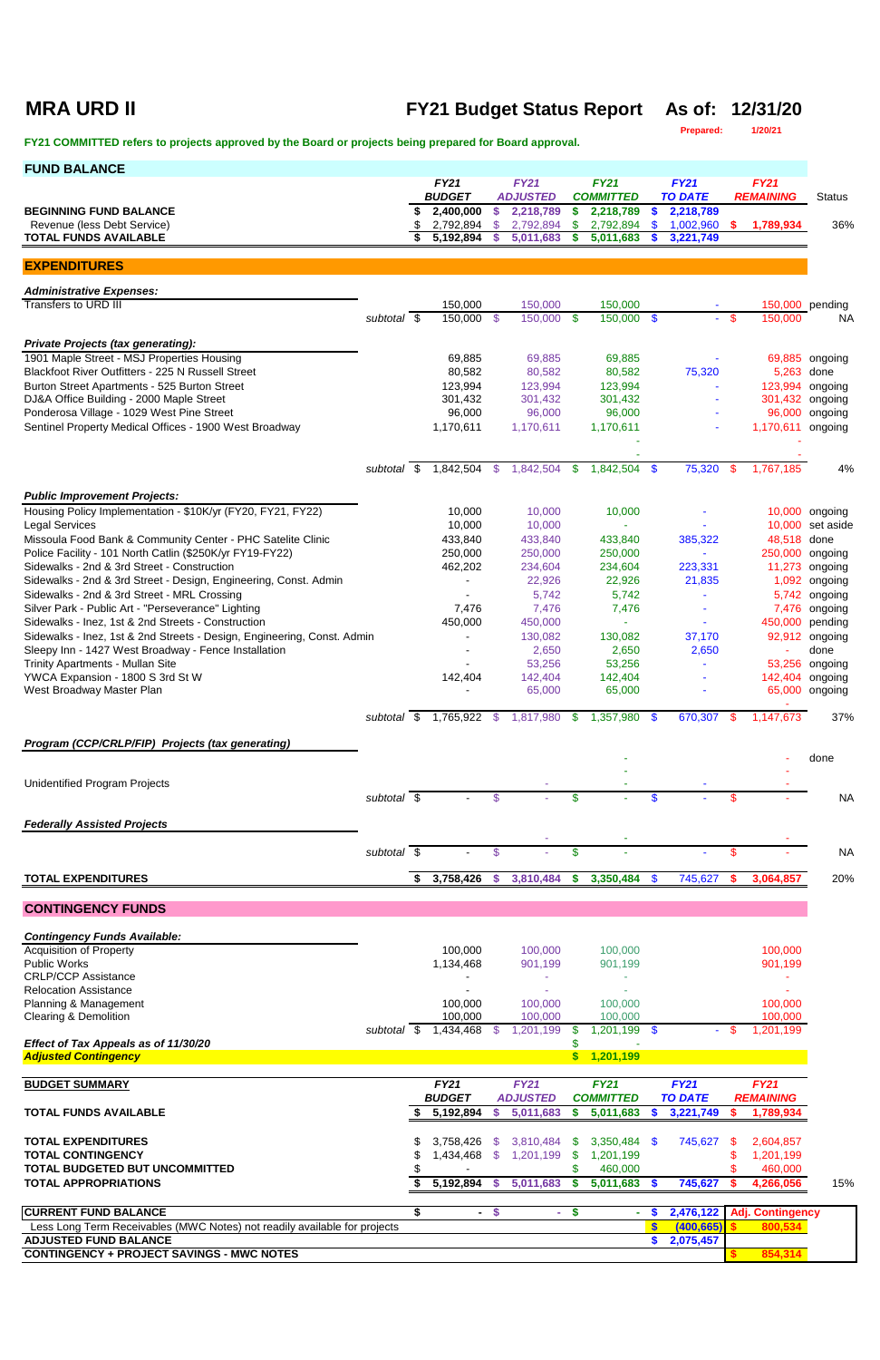# MRA URD II

## FY21 Budget Status Report As of: 12/31/20

Prepared: 1/20/21

**FY21 COMMITTED refers to projects approved by the Board or projects being prepared for Board approval.**

## FUND BALANCE

| | FY21 BUDGET | FY21 ADJUSTED | FY21 COMMITTED | FY21 TO DATE | FY21 REMAINING | Status |
|---|---|---|---|---|---|---|
| **BEGINNING FUND BALANCE** | $ 2,400,000 | $ 2,218,789 | $ 2,218,789 | $ 2,218,789 | | |
| Revenue (less Debt Service) | $ 2,792,894 | $ 2,792,894 | $ 2,792,894 | $ 1,002,960 | $ 1,789,934 | 36% |
| **TOTAL FUNDS AVAILABLE** | $ 5,192,894 | $ 5,011,683 | $ 5,011,683 | $ 3,221,749 | | |

## EXPENDITURES

| | FY21 BUDGET | FY21 ADJUSTED | FY21 COMMITTED | FY21 TO DATE | FY21 REMAINING | Status |
|---|---|---|---|---|---|---|
| ***Administrative Expenses:*** | | | | | | |
| Transfers to URD III | 150,000 | 150,000 | 150,000 | - | 150,000 | pending |
| subtotal | $ 150,000 | $ 150,000 | $ 150,000 | $ - | $ 150,000 | NA |
| ***Private Projects (tax generating):*** | | | | | | |
| 1901 Maple Street - MSJ Properties Housing | 69,885 | 69,885 | 69,885 | - | 69,885 | ongoing |
| Blackfoot River Outfitters - 225 N Russell Street | 80,582 | 80,582 | 80,582 | 75,320 | 5,263 | done |
| Burton Street Apartments - 525 Burton Street | 123,994 | 123,994 | 123,994 | - | 123,994 | ongoing |
| DJ&A Office Building - 2000 Maple Street | 301,432 | 301,432 | 301,432 | - | 301,432 | ongoing |
| Ponderosa Village - 1029 West Pine Street | 96,000 | 96,000 | 96,000 | - | 96,000 | ongoing |
| Sentinel Property Medical Offices - 1900 West Broadway | 1,170,611 | 1,170,611 | 1,170,611 | - | 1,170,611 | ongoing |
| | | | | - | - | |
| | | | | - | - | |
| subtotal | $ 1,842,504 | $ 1,842,504 | $ 1,842,504 | $ 75,320 | $ 1,767,185 | 4% |
| ***Public Improvement Projects:*** | | | | | | |
| Housing Policy Implementation - $10K/yr (FY20, FY21, FY22) | 10,000 | 10,000 | 10,000 | - | 10,000 | ongoing |
| Legal Services | 10,000 | 10,000 | - | - | 10,000 | set aside |
| Missoula Food Bank & Community Center - PHC Satelite Clinic | 433,840 | 433,840 | 433,840 | 385,322 | 48,518 | done |
| Police Facility - 101 North Catlin ($250K/yr FY19-FY22) | 250,000 | 250,000 | 250,000 | - | 250,000 | ongoing |
| Sidewalks - 2nd & 3rd Street - Construction | 462,202 | 234,604 | 234,604 | 223,331 | 11,273 | ongoing |
| Sidewalks - 2nd & 3rd Street - Design, Engineering, Const. Admin | - | 22,926 | 22,926 | 21,835 | 1,092 | ongoing |
| Sidewalks - 2nd & 3rd Street - MRL Crossing | - | 5,742 | 5,742 | - | 5,742 | ongoing |
| Silver Park - Public Art - "Perseverance" Lighting | 7,476 | 7,476 | 7,476 | - | 7,476 | ongoing |
| Sidewalks - Inez, 1st & 2nd Streets - Construction | 450,000 | 450,000 | - | - | 450,000 | pending |
| Sidewalks - Inez, 1st & 2nd Streets - Design, Engineering, Const. Admin | - | 130,082 | 130,082 | 37,170 | 92,912 | ongoing |
| Sleepy Inn - 1427 West Broadway - Fence Installation | - | 2,650 | 2,650 | 2,650 | - | done |
| Trinity Apartments - Mullan Site | - | 53,256 | 53,256 | - | 53,256 | ongoing |
| YWCA Expansion - 1800 S 3rd St W | 142,404 | 142,404 | 142,404 | - | 142,404 | ongoing |
| West Broadway Master Plan | - | 65,000 | 65,000 | - | 65,000 | ongoing |
| | | | | | - | |
| subtotal | $ 1,765,922 | $ 1,817,980 | $ 1,357,980 | $ 670,307 | $ 1,147,673 | 37% |
| ***Program (CCP/CRLP/FIP) Projects (tax generating)*** | | | | | | |
| | | | - | | - | done |
| | | | - | | - | |
| Unidentified Program Projects | | - | - | - | - | |
| subtotal | $ - | $ - | $ - | $ - | $ - | NA |
| ***Federally Assisted Projects*** | | | | | | |
| | | - | - | | - | |
| subtotal | $ - | $ - | $ - | - | $ - | NA |
| **TOTAL EXPENDITURES** | $ 3,758,426 | $ 3,810,484 | $ 3,350,484 | $ 745,627 | $ 3,064,857 | 20% |

## CONTINGENCY FUNDS

| | FY21 BUDGET | FY21 ADJUSTED | FY21 COMMITTED | FY21 TO DATE | FY21 REMAINING |
|---|---|---|---|---|---|
| ***Contingency Funds Available:*** | | | | | |
| Acquisition of Property | 100,000 | 100,000 | 100,000 | | 100,000 |
| Public Works | 1,134,468 | 901,199 | 901,199 | | 901,199 |
| CRLP/CCP Assistance | - | - | - | | - |
| Relocation Assistance | - | - | - | | - |
| Planning & Management | 100,000 | 100,000 | 100,000 | | 100,000 |
| Clearing & Demolition | 100,000 | 100,000 | 100,000 | | 100,000 |
| subtotal | $ 1,434,468 | $ 1,201,199 | $ 1,201,199 | $ - | $ 1,201,199 |
| ***Effect of Tax Appeals as of 11/30/20*** | | | $ - | | |
| ***Adjusted Contingency*** | | | $ 1,201,199 | | |

## BUDGET SUMMARY

| | FY21 BUDGET | FY21 ADJUSTED | FY21 COMMITTED | FY21 TO DATE | FY21 REMAINING | |
|---|---|---|---|---|---|---|
| **TOTAL FUNDS AVAILABLE** | $ 5,192,894 | $ 5,011,683 | $ 5,011,683 | $ 3,221,749 | $ 1,789,934 | |
| **TOTAL EXPENDITURES** | $ 3,758,426 | $ 3,810,484 | $ 3,350,484 | $ 745,627 | $ 2,604,857 | |
| **TOTAL CONTINGENCY** | $ 1,434,468 | $ 1,201,199 | $ 1,201,199 | | $ 1,201,199 | |
| **TOTAL BUDGETED BUT UNCOMMITTED** | $ - | | $ 460,000 | | $ 460,000 | |
| **TOTAL APPROPRIATIONS** | $ 5,192,894 | $ 5,011,683 | $ 5,011,683 | $ 745,627 | $ 4,266,056 | 15% |

| | | | | | |
|---|---|---|---|---|---|
| **CURRENT FUND BALANCE** | $ - | $ - | $ - | $ 2,476,122 | Adj. Contingency |
| Less Long Term Receivables (MWC Notes) not readily available for projects | | | | $ (400,665) | $ 800,534 |
| **ADJUSTED FUND BALANCE** | | | | $ 2,075,457 | |
| **CONTINGENCY + PROJECT SAVINGS - MWC NOTES** | | | | | $ 854,314 |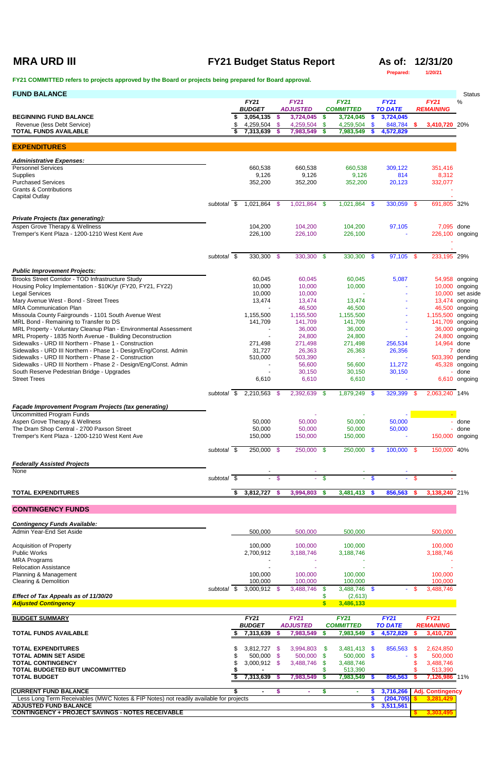# MRA URD III

## FY21 Budget Status Report

**As of: 12/31/20**

Prepared: 1/20/21

**FY21 COMMITTED refers to projects approved by the Board or projects being prepared for Board approval.**

| FUND BALANCE | FY21 BUDGET | FY21 ADJUSTED | FY21 COMMITTED | FY21 TO DATE | FY21 REMAINING | Status % |
|---|---|---|---|---|---|---|
| **BEGINNING FUND BALANCE** | $ 3,054,135 | $ 3,724,045 | $ 3,724,045 | $ 3,724,045 | | |
| Revenue (less Debt Service) | $ 4,259,504 | $ 4,259,504 | $ 4,259,504 | $ 848,784 | $ 3,410,720 | 20% |
| **TOTAL FUNDS AVAILABLE** | $ 7,313,639 | $ 7,983,549 | $ 7,983,549 | $ 4,572,829 | | |

## EXPENDITURES

| | FY21 BUDGET | FY21 ADJUSTED | FY21 COMMITTED | FY21 TO DATE | FY21 REMAINING | Status |
|---|---|---|---|---|---|---|
| ***Administrative Expenses:*** | | | | | | |
| Personnel Services | 660,538 | 660,538 | 660,538 | 309,122 | 351,416 | |
| Supplies | 9,126 | 9,126 | 9,126 | 814 | 8,312 | |
| Purchased Services | 352,200 | 352,200 | 352,200 | 20,123 | 332,077 | |
| Grants & Contributions | | | | | - | |
| Capital Outlay | | | | | - | |
| *subtotal* | $ 1,021,864 | $ 1,021,864 | $ 1,021,864 | $ 330,059 | $ 691,805 | 32% |
| ***Private Projects (tax generating):*** | | | | | | |
| Aspen Grove Therapy & Wellness | 104,200 | 104,200 | 104,200 | 97,105 | 7,095 | done |
| Tremper's Kent Plaza - 1200-1210 West Kent Ave | 226,100 | 226,100 | 226,100 | - | 226,100 | ongoing |
| | | | | | - | |
| | | | | | - | |
| *subtotal* | $ 330,300 | $ 330,300 | $ 330,300 | $ 97,105 | $ 233,195 | 29% |
| ***Public Improvement Projects:*** | | | | | | |
| Brooks Street Corridor - TOD Infrastructure Study | 60,045 | 60,045 | 60,045 | 5,087 | 54,958 | ongoing |
| Housing Policy Implementation - $10K/yr (FY20, FY21, FY22) | 10,000 | 10,000 | 10,000 | - | 10,000 | ongoing |
| Legal Services | 10,000 | 10,000 | - | - | 10,000 | set aside |
| Mary Avenue West - Bond - Street Trees | 13,474 | 13,474 | 13,474 | - | 13,474 | ongoing |
| MRA Communication Plan | - | 46,500 | 46,500 | - | 46,500 | ongoing |
| Missoula County Fairgrounds - 1101 South Avenue West | 1,155,500 | 1,155,500 | 1,155,500 | - | 1,155,500 | ongoing |
| MRL Bond - Remaining to Transfer to DS | 141,709 | 141,709 | 141,709 | - | 141,709 | ongoing |
| MRL Property - Voluntary Cleanup Plan - Environmental Assessment | - | 36,000 | 36,000 | - | 36,000 | ongoing |
| MRL Property - 1835 North Avenue - Building Deconstruction | - | 24,800 | 24,800 | - | 24,800 | ongoing |
| Sidewalks - URD III Northern - Phase 1 - Construction | 271,498 | 271,498 | 271,498 | 256,534 | 14,964 | done |
| Sidewalks - URD III Northern - Phase 1 - Design/Eng/Const. Admin | 31,727 | 26,363 | 26,363 | 26,356 | 7 | done |
| Sidewalks - URD III Northern - Phase 2 - Construction | 510,000 | 503,390 | - | - | 503,390 | pending |
| Sidewalks - URD III Northern - Phase 2 - Design/Eng/Const. Admin | - | 56,600 | 56,600 | 11,272 | 45,328 | ongoing |
| South Reserve Pedestrian Bridge - Upgrades | - | 30,150 | 30,150 | 30,150 | - | done |
| Street Trees | 6,610 | 6,610 | 6,610 | - | 6,610 | ongoing |
| *subtotal* | $ 2,210,563 | $ 2,392,639 | $ 1,879,249 | $ 329,399 | $ 2,063,240 | 14% |
| ***Façade Improvement Program Projects (tax generating)*** | | | | | | |
| Uncommitted Program Funds | | - | - | - | - | |
| Aspen Grove Therapy & Wellness | 50,000 | 50,000 | 50,000 | 50,000 | - | done |
| The Dram Shop Central - 2700 Paxson Street | 50,000 | 50,000 | 50,000 | 50,000 | - | done |
| Tremper's Kent Plaza - 1200-1210 West Kent Ave | 150,000 | 150,000 | 150,000 | - | 150,000 | ongoing |
| *subtotal* | $ 250,000 | $ 250,000 | $ 250,000 | $ 100,000 | $ 150,000 | 40% |
| ***Federally Assisted Projects*** | | | | | | |
| None | - | - | - | - | - | |
| *subtotal* | $ - | $ - | $ - | $ - | $ - | |
| **TOTAL EXPENDITURES** | $ 3,812,727 | $ 3,994,803 | $ 3,481,413 | $ 856,563 | $ 3,138,240 | 21% |

## CONTINGENCY FUNDS

| | FY21 BUDGET | FY21 ADJUSTED | FY21 COMMITTED | FY21 TO DATE | FY21 REMAINING |
|---|---|---|---|---|---|
| ***Contingency Funds Available:*** | | | | | |
| Admin Year-End Set Aside | 500,000 | 500,000 | 500,000 | | 500,000 |
| Acquisition of Property | 100,000 | 100,000 | 100,000 | | 100,000 |
| Public Works | 2,700,912 | 3,188,746 | 3,188,746 | | 3,188,746 |
| MRA Programs | - | - | - | | - |
| Relocation Assistance | - | - | - | | - |
| Planning & Management | 100,000 | 100,000 | 100,000 | | 100,000 |
| Clearing & Demolition | 100,000 | 100,000 | 100,000 | | 100,000 |
| *subtotal* | $ 3,000,912 | $ 3,488,746 | $ 3,488,746 | $ - | $ 3,488,746 |
| ***Effect of Tax Appeals as of 11/30/20*** | | | $ (2,613) | | |
| ***Adjusted Contingency*** | | | $ 3,486,133 | | |

| BUDGET SUMMARY | FY21 BUDGET | FY21 ADJUSTED | FY21 COMMITTED | FY21 TO DATE | FY21 REMAINING | |
|---|---|---|---|---|---|---|
| **TOTAL FUNDS AVAILABLE** | $ 7,313,639 | $ 7,983,549 | $ 7,983,549 | $ 4,572,829 | $ 3,410,720 | |
| **TOTAL EXPENDITURES** | $ 3,812,727 | $ 3,994,803 | $ 3,481,413 | $ 856,563 | $ 2,624,850 | |
| **TOTAL ADMIN SET ASIDE** | $ 500,000 | $ 500,000 | $ 500,000 | $ - | $ 500,000 | |
| **TOTAL CONTINGENCY** | $ 3,000,912 | $ 3,488,746 | $ 3,488,746 | | $ 3,488,746 | |
| **TOTAL BUDGETED BUT UNCOMMITTED** | $ - | | $ 513,390 | | $ 513,390 | |
| **TOTAL BUDGET** | $ 7,313,639 | $ 7,983,549 | $ 7,983,549 | $ 856,563 | $ 7,126,986 | 11% |

| | | | | | |
|---|---|---|---|---|---|
| **CURRENT FUND BALANCE** | $ - | $ - | $ - | $ 3,716,266 | Adj. Contingency |
| Less Long Term Receivables (MWC Notes & FIP Notes) not readily available for projects | | | | $ (204,705) | $ 3,281,429 |
| **ADJUSTED FUND BALANCE** | | | | $ 3,511,561 | |
| **CONTINGENCY + PROJECT SAVINGS - NOTES RECEIVABLE** | | | | | $ 3,303,495 |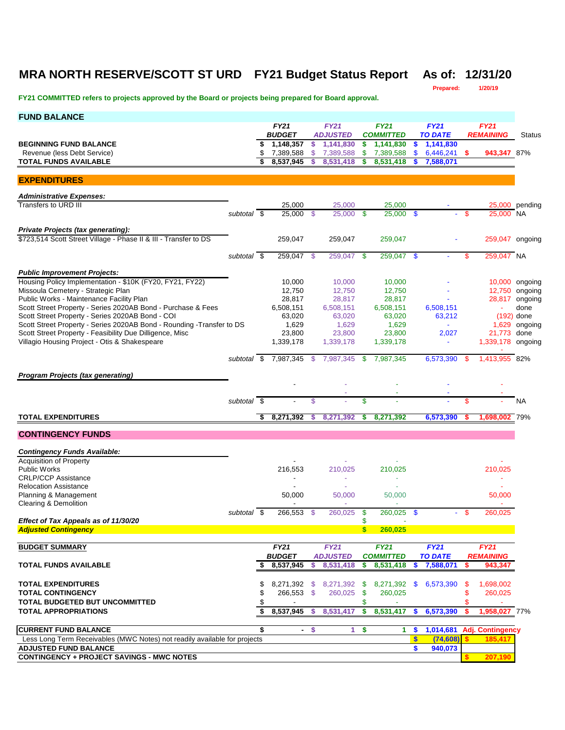# MRA NORTH RESERVE/SCOTT ST URD FY21 Budget Status Report As of: 12/31/20

Prepared: 1/20/19

**FY21 COMMITTED refers to projects approved by the Board or projects being prepared for Board approval.**

## FUND BALANCE

| | FY21 BUDGET | FY21 ADJUSTED | FY21 COMMITTED | FY21 TO DATE | FY21 REMAINING | Status |
|---|---|---|---|---|---|---|
| **BEGINNING FUND BALANCE** | $ 1,148,357 | $ 1,141,830 | $ 1,141,830 | $ 1,141,830 | | |
| Revenue (less Debt Service) | $ 7,389,588 | $ 7,389,588 | $ 7,389,588 | $ 6,446,241 | $ 943,347 | 87% |
| **TOTAL FUNDS AVAILABLE** | $ 8,537,945 | $ 8,531,418 | $ 8,531,418 | $ 7,588,071 | | |

## EXPENDITURES

| | FY21 BUDGET | FY21 ADJUSTED | FY21 COMMITTED | FY21 TO DATE | FY21 REMAINING | Status |
|---|---|---|---|---|---|---|
| ***Administrative Expenses:*** | | | | | | |
| Transfers to URD III | 25,000 | 25,000 | 25,000 | - | 25,000 | pending |
| subtotal | $ 25,000 | $ 25,000 | $ 25,000 | $ - | $ 25,000 | NA |
| ***Private Projects (tax generating):*** | | | | | | |
| $723,514 Scott Street Village - Phase II & III - Transfer to DS | 259,047 | 259,047 | 259,047 | - | 259,047 | ongoing |
| subtotal | $ 259,047 | $ 259,047 | $ 259,047 | $ - | $ 259,047 | NA |
| ***Public Improvement Projects:*** | | | | | | |
| Housing Policy Implementation - $10K (FY20, FY21, FY22) | 10,000 | 10,000 | 10,000 | - | 10,000 | ongoing |
| Missoula Cemetery - Strategic Plan | 12,750 | 12,750 | 12,750 | - | 12,750 | ongoing |
| Public Works - Maintenance Facility Plan | 28,817 | 28,817 | 28,817 | - | 28,817 | ongoing |
| Scott Street Property - Series 2020AB Bond - Purchase & Fees | 6,508,151 | 6,508,151 | 6,508,151 | 6,508,151 | - | done |
| Scott Street Property - Series 2020AB Bond - COI | 63,020 | 63,020 | 63,020 | 63,212 | (192) | done |
| Scott Street Property - Series 2020AB Bond - Rounding -Transfer to DS | 1,629 | 1,629 | 1,629 | - | 1,629 | ongoing |
| Scott Street Property - Feasibility Due Dilligence, Misc | 23,800 | 23,800 | 23,800 | 2,027 | 21,773 | done |
| Villagio Housing Project - Otis & Shakespeare | 1,339,178 | 1,339,178 | 1,339,178 | - | 1,339,178 | ongoing |
| subtotal | $ 7,987,345 | $ 7,987,345 | $ 7,987,345 | 6,573,390 | $ 1,413,955 | 82% |
| ***Program Projects (tax generating)*** | | | | | | |
| | - | - | - | - | - | |
| | | - | - | - | - | |
| subtotal | $ - | $ - | $ - | - | $ - | NA |
| **TOTAL EXPENDITURES** | $ 8,271,392 | $ 8,271,392 | $ 8,271,392 | 6,573,390 | $ 1,698,002 | 79% |

## CONTINGENCY FUNDS

| | FY21 BUDGET | FY21 ADJUSTED | FY21 COMMITTED | FY21 TO DATE | FY21 REMAINING |
|---|---|---|---|---|---|
| ***Contingency Funds Available:*** | | | | | |
| Acquisition of Property | - | - | - | | - |
| Public Works | 216,553 | 210,025 | 210,025 | | 210,025 |
| CRLP/CCP Assistance | - | - | - | | - |
| Relocation Assistance | - | - | - | | - |
| Planning & Management | 50,000 | 50,000 | 50,000 | | 50,000 |
| Clearing & Demolition | - | - | - | | - |
| subtotal | $ 266,553 | $ 260,025 | $ 260,025 | $ - | $ 260,025 |
| ***Effect of Tax Appeals as of 11/30/20*** | | | $ - | | |
| ***Adjusted Contingency*** | | | $ 260,025 | | |

## BUDGET SUMMARY

| | FY21 BUDGET | FY21 ADJUSTED | FY21 COMMITTED | FY21 TO DATE | FY21 REMAINING | |
|---|---|---|---|---|---|---|
| **TOTAL FUNDS AVAILABLE** | $ 8,537,945 | $ 8,531,418 | $ 8,531,418 | $ 7,588,071 | $ 943,347 | |
| **TOTAL EXPENDITURES** | $ 8,271,392 | $ 8,271,392 | $ 8,271,392 | $ 6,573,390 | $ 1,698,002 | |
| **TOTAL CONTINGENCY** | $ 266,553 | $ 260,025 | $ 260,025 | | $ 260,025 | |
| **TOTAL BUDGETED BUT UNCOMMITTED** | $ - | | $ - | | $ - | |
| **TOTAL APPROPRIATIONS** | $ 8,537,945 | $ 8,531,417 | $ 8,531,417 | $ 6,573,390 | $ 1,958,027 | 77% |
| **CURRENT FUND BALANCE** | $ - | $ 1 | $ 1 | $ 1,014,681 | Adj. Contingency | |
| Less Long Term Receivables (MWC Notes) not readily available for projects | | | | $ (74,608) | $ 185,417 | |
| **ADJUSTED FUND BALANCE** | | | | $ 940,073 | | |
| **CONTINGENCY + PROJECT SAVINGS - MWC NOTES** | | | | | $ 207,190 | |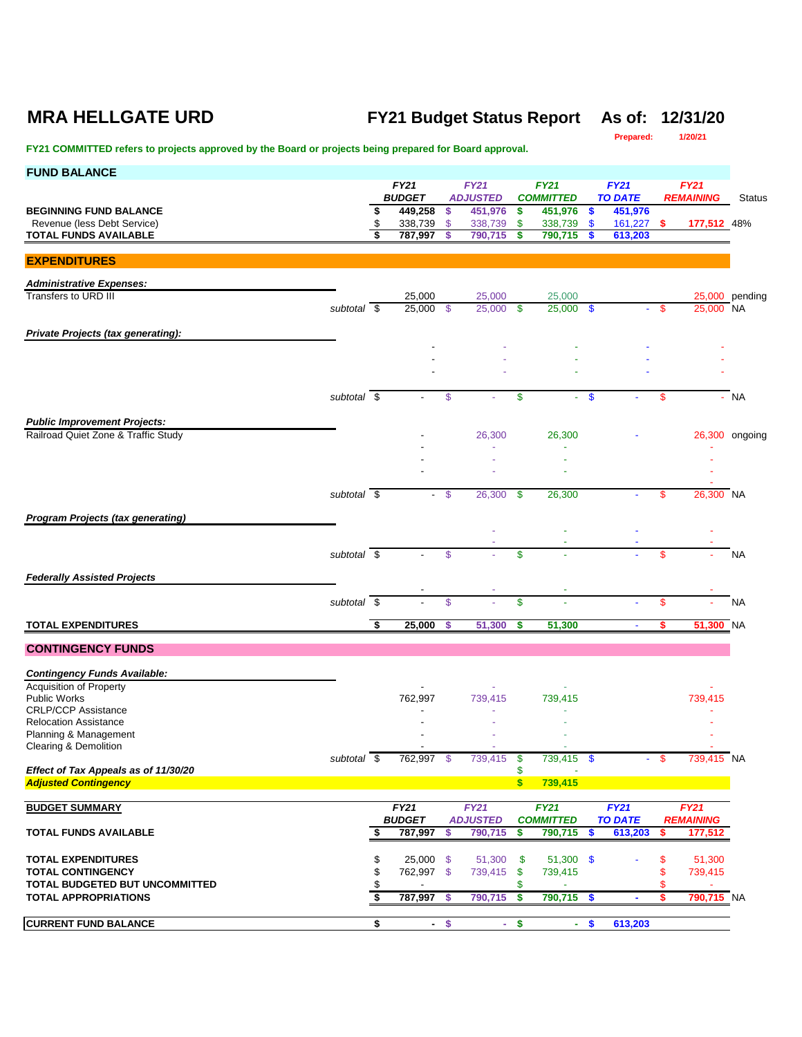# MRA HELLGATE URD

## FY21 Budget Status Report As of: 12/31/20

Prepared: 1/20/21

FY21 COMMITTED refers to projects approved by the Board or projects being prepared for Board approval.

| FUND BALANCE | | FY21 BUDGET | FY21 ADJUSTED | FY21 COMMITTED | FY21 TO DATE | FY21 REMAINING | Status |
|---|---|---|---|---|---|---|---|
| **BEGINNING FUND BALANCE** | | $ 449,258 | $ 451,976 | $ 451,976 | $ 451,976 | | |
| Revenue (less Debt Service) | | $ 338,739 | $ 338,739 | $ 338,739 | $ 161,227 | $ 177,512 | 48% |
| **TOTAL FUNDS AVAILABLE** | | $ 787,997 | $ 790,715 | $ 790,715 | $ 613,203 | | |
| **EXPENDITURES** | | | | | | | |
| ***Administrative Expenses:*** | | | | | | | |
| Transfers to URD III | | 25,000 | 25,000 | 25,000 | | 25,000 | pending |
| | *subtotal* | $ 25,000 | $ 25,000 | $ 25,000 | $ - | $ 25,000 | NA |
| ***Private Projects (tax generating):*** | | | | | | | |
| | | - | - | - | - | - | |
| | | - | - | - | - | - | |
| | | - | - | - | - | - | |
| | *subtotal* | $ - | $ - | $ - | $ - | $ - | NA |
| ***Public Improvement Projects:*** | | | | | | | |
| Railroad Quiet Zone & Traffic Study | | - | 26,300 | 26,300 | - | 26,300 | ongoing |
| | | - | - | - | | - | |
| | | - | - | - | | - | |
| | | - | - | - | | - | |
| | *subtotal* | $ - | $ 26,300 | $ 26,300 | - | $ 26,300 | NA |
| ***Program Projects (tax generating)*** | | | | | | | |
| | | | - | - | - | - | |
| | | | - | - | - | - | |
| | *subtotal* | $ - | $ - | $ - | - | $ - | NA |
| ***Federally Assisted Projects*** | | | | | | | |
| | | - | - | - | | - | |
| | *subtotal* | $ - | $ - | $ - | - | $ - | NA |
| **TOTAL EXPENDITURES** | | $ 25,000 | $ 51,300 | $ 51,300 | - | $ 51,300 | NA |
| **CONTINGENCY FUNDS** | | | | | | | |
| ***Contingency Funds Available:*** | | | | | | | |
| Acquisition of Property | | - | - | - | | - | |
| Public Works | | 762,997 | 739,415 | 739,415 | | 739,415 | |
| CRLP/CCP Assistance | | - | - | - | | - | |
| Relocation Assistance | | - | - | - | | - | |
| Planning & Management | | - | - | - | | - | |
| Clearing & Demolition | | - | - | - | | - | |
| | *subtotal* | $ 762,997 | $ 739,415 | $ 739,415 | $ - | $ 739,415 | NA |
| ***Effect of Tax Appeals as of 11/30/20*** | | | | $ - | | | |
| ***Adjusted Contingency*** | | | | $ 739,415 | | | |

| BUDGET SUMMARY | FY21 BUDGET | FY21 ADJUSTED | FY21 COMMITTED | FY21 TO DATE | FY21 REMAINING | |
|---|---|---|---|---|---|---|
| **TOTAL FUNDS AVAILABLE** | $ 787,997 | $ 790,715 | $ 790,715 | $ 613,203 | $ 177,512 | |
| **TOTAL EXPENDITURES** | $ 25,000 | $ 51,300 | $ 51,300 | $ - | $ 51,300 | |
| **TOTAL CONTINGENCY** | $ 762,997 | $ 739,415 | $ 739,415 | | $ 739,415 | |
| **TOTAL BUDGETED BUT UNCOMMITTED** | $ - | | $ - | | $ - | |
| **TOTAL APPROPRIATIONS** | $ 787,997 | $ 790,715 | $ 790,715 | $ - | $ 790,715 | NA |
| **CURRENT FUND BALANCE** | $ - | $ - | $ - | $ 613,203 | | |